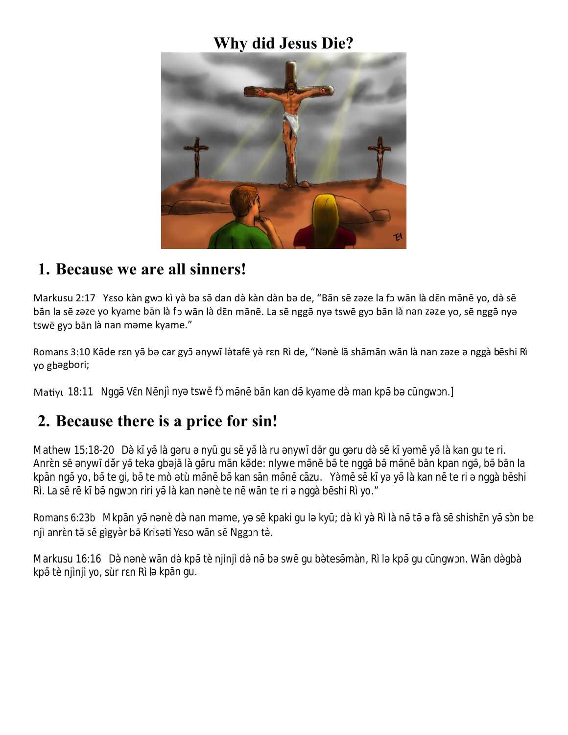# Why did Jesus Die?

## 1. Because we are all sinners!

Markusu 2:17 Yɛso kàn gwɔ kì yə̀ bə sā dan də̀ kàn dàn bə de, "Bān sē zəze la fɔ wān là dɛ̄n mə̄nē yo, də̀ sē bān la sē zəze yo kyame bān là fɔ wān là dɛ̄n mə̄nē. La sē nggə̄ nyə tswē gyɔ bān là nan zəze yo, sē nggə̄ nyə tswē gyɔ bān là nan məme kyame."

Romans 3:10 Kə̄de rɛn yə̄ bə car gyɔ̄ ənywī lə̀tafē yə̀ rɛn Rì de, "Nənè lā shāmān wān là nan zəze ə nggà bēshi Rì yo gbəgbori;

Matiyι 18:11 Nggə̄ Vɛ̄n Nēnjì nyə tswē fɔ̀ mə̄nē bān kan də̄ kyame də̀ man kpə̄ bə cūngwɔn.]

## 2. Because there is a price for sin!

Mathew 15:18-20 Də̀ kī yə̄ là gəru ə nyū gu sē yə̄ là ru ənywī dər gu gəru də̀ sē kī yəmē yə̄ là kan gu te ri. Anrɛ̀n sē ənywī dər yə̄ tekə gbəjā là gə̄ru mān kə̄de: nlywe mə̄nē bə̄ te nggā bə̄ mə̄nē bān kpan ngə̄, bə̄ bān la kpān ngə̄ yo, bə̄ te gi, bə̄ te mò ətù mə̄nē bə̄ kan sān mə̄nē cāzu. Yə̀mē sē kī yə yə̄ là kan nē te ri ə nggà bēshi Rì. La sē rē kī bə̄ ngwɔn riri yə̄ là kan nənè te nē wān te ri ə nggà bēshi Rì yo."

Romans 6:23b Mkpān yə̄ nənè də̀ nan məme, yə sē kpaki gu lə kyū; də̀ kì yə̀ Rì là nə̄ tə̄ ə fà sē shishɛ̄n yə̄ sɔ̀n be njì anrɛ̀n tə̄ sē gìgyər bə̄ Krisəti Yɛso wān sē Nggɔn tə̀.

Markusu 16:16 Də̀ nənè wān də̀ kpə̄ tè njìnjì də̀ nə̄ bə swē gu bə̀tesə̄màn, Rì lə kpə̄ gu cūngwɔn. Wān də̀gbà kpə̄ tè njìnjì yo, sùr rɛn Rì lə kpān gu.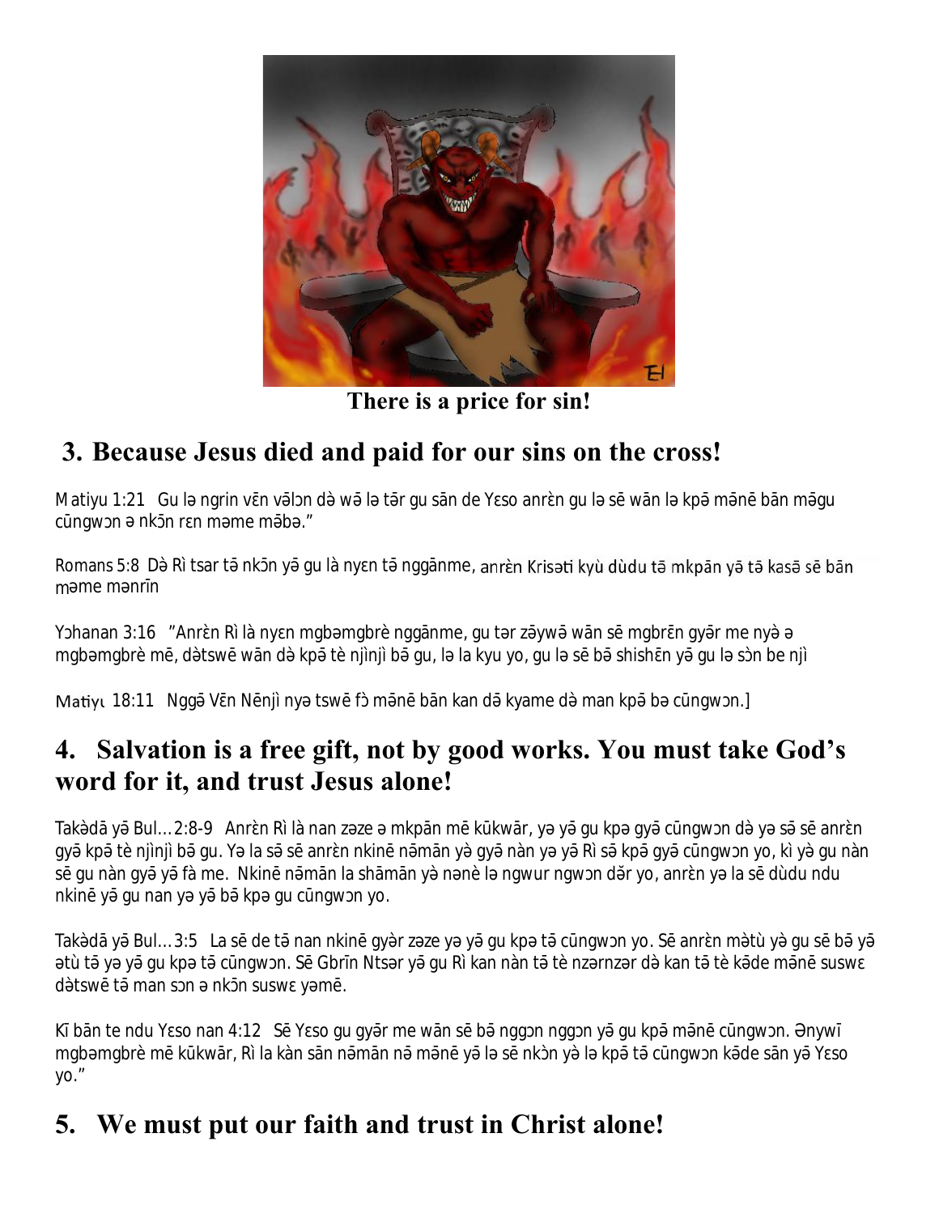**There is a price for sin!**

## 3. Because Jesus died and paid for our sins on the cross!

Matiyu 1:21 Gu lə ngrin vɛ̄n vəlɔn də̀ wā lə tār gu sān de Yɛso anrɛ̀n gu lə sē wān lə kpā mānē bān māgu cūngwɔn ə nkɔ̄n rɛn məme māba."

Romans 5:8 Də̀ Rì tsar tā nkɔ̄n yā gu là nyɛn tā nggānme, anrɛ̀n Krisəti kyù dùdu tā mkpān yā tā kasā sē bān məme mənrīn

Yɔhanan 3:16 "Anrɛ̀n Rì là nyɛn mgbəmgbrè nggānme, gu tər zāywā wān sē mgbrɛ̄n gyār me nyə̀ ə mgbəmgbrè mē, də̀tswē wān də̀ kpā tè njìnjì bā gu, lə la kyu yo, gu lə sē bā shishɛ̄n yā gu lə sɔ̀n be njì

Matiyu 18:11 Nggā Vɛ̄n Nēnjì nyə tswē fɔ̀ mānē bān kan dā kyame də̀ man kpā bə cūngwɔn.]

## 4. Salvation is a free gift, not by good works. You must take God's word for it, and trust Jesus alone!

Takə̀dā yā Bul…2:8-9 Anrɛ̀n Rì là nan zəze ə mkpān mē kūkwār, yə yā gu kpə gyā cūngwɔn də̀ yə sā sē anrɛ̀n gyā kpā tè njìnjì bā gu. Yə la sā sē anrɛ̀n nkinē nāmān yə̀ gyā nàn yə yā Rì sā kpā gyā cūngwɔn yo, kì yə̀ gu nàn sē gu nàn gyā yā fà me. Nkinē nāmān la shāmān yə̀ nənè lə ngwur ngwɔn dǎr yo, anrɛ̀n yə la sē dùdu ndu nkinē yā gu nan yə yā bā kpə gu cūngwɔn yo.

Takə̀dā yā Bul…3:5 La sē de tā nan nkinē gyə̀r zəze yə yā gu kpə tā cūngwɔn yo. Sē anrɛ̀n mə̀tù yə̀ gu sē bā yā ətù tā yə yā gu kpə tā cūngwɔn. Sē Gbrīn Ntsər yā gu Rì kan nàn tā tè nzərnzər də̀ kan tā tè kāde mānē suswɛ də̀tswē tā man sɔn ə nkɔ̄n suswɛ yəmē.

Kī bān te ndu Yɛso nan 4:12 Sē Yɛso gu gyār me wān sē bā nggɔn nggɔn yā gu kpā mānē cūngwɔn. Ənywī mgbəmgbrè mē kūkwār, Rì la kàn sān nāmān nā mānē yā lə sē nkɔ̀n yə̀ lə kpā tā cūngwɔn kāde sān yā Yɛso yo."

## 5. We must put our faith and trust in Christ alone!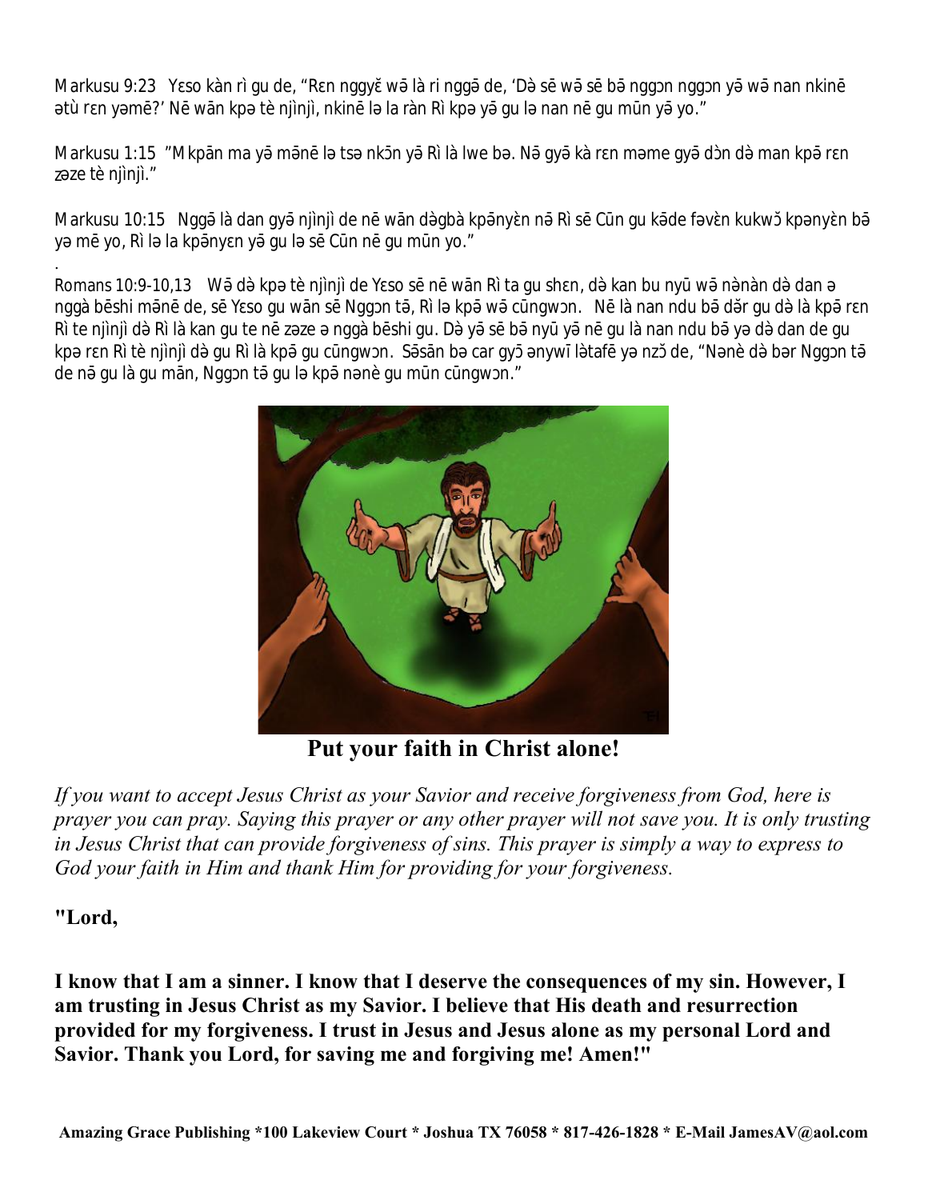Markusu 9:23 Yɛso kàn rì gu de, "Rɛn nggyɛ̌ wā là ri nggā de, 'Dà sē wā sē bā nggɔn nggɔn yā wā nan nkinē ətù rɛn yəmē?' Nē wān kpə tè njìnjì, nkinē lə la ràn Rì kpə yā gu lə nan nē gu mūn yā yo."

Markusu 1:15 "Mkpān ma yā mānē lə tsə nkɔ̄n yā Rì là lwe bə. Nā gyā kà rɛn məme gyā dɔ̀n dà man kpā rɛn zəze tè njìnjì."

Markusu 10:15 Nggā là dan gyā njìnjì de nē wān dàgbà kpānyɛ̀n nā Rì sē Cūn gu kāde fəvɛ̀n kukwɔ̌ kpənyɛ̀n bā yə mē yo, Rì lə la kpānyɛn yā gu lə sē Cūn nē gu mūn yo."

.

Romans 10:9-10,13 Wā dà kpə tè njìnjì de Yɛso sē nē wān Rì ta gu shɛn, dà kan bu nyū wā nànàn dà dan ə nggà bēshi mānē de, sē Yɛso gu wān sē Nggɔn tā, Rì lə kpā wā cūngwɔn. Nē là nan ndu bā dǎr gu dà là kpā rɛn Rì te njìnjì dà Rì là kan gu te nē zəze ə nggà bēshi gu. Dà yā sē bā nyū yā nē gu là nan ndu bā yə dà dan de gu kpə rɛn Rì tè njìnjì dà gu Rì là kpā gu cūngwɔn. Sāsān bə car gyɔ̄ ənywī lətafē yə nzɔ̌ de, "Nənè dà bər Nggɔn tā de nā gu là gu mān, Nggɔn tā gu lə kpā nənè gu mūn cūngwɔn."

**Put your faith in Christ alone!**

*If you want to accept Jesus Christ as your Savior and receive forgiveness from God, here is prayer you can pray. Saying this prayer or any other prayer will not save you. It is only trusting in Jesus Christ that can provide forgiveness of sins. This prayer is simply a way to express to God your faith in Him and thank Him for providing for your forgiveness.*

**"Lord,**

**I know that I am a sinner. I know that I deserve the consequences of my sin. However, I am trusting in Jesus Christ as my Savior. I believe that His death and resurrection provided for my forgiveness. I trust in Jesus and Jesus alone as my personal Lord and Savior. Thank you Lord, for saving me and forgiving me! Amen!"**

**Amazing Grace Publishing *100 Lakeview Court * Joshua TX 76058 * 817-426-1828 * E-Mail JamesAV@aol.com**